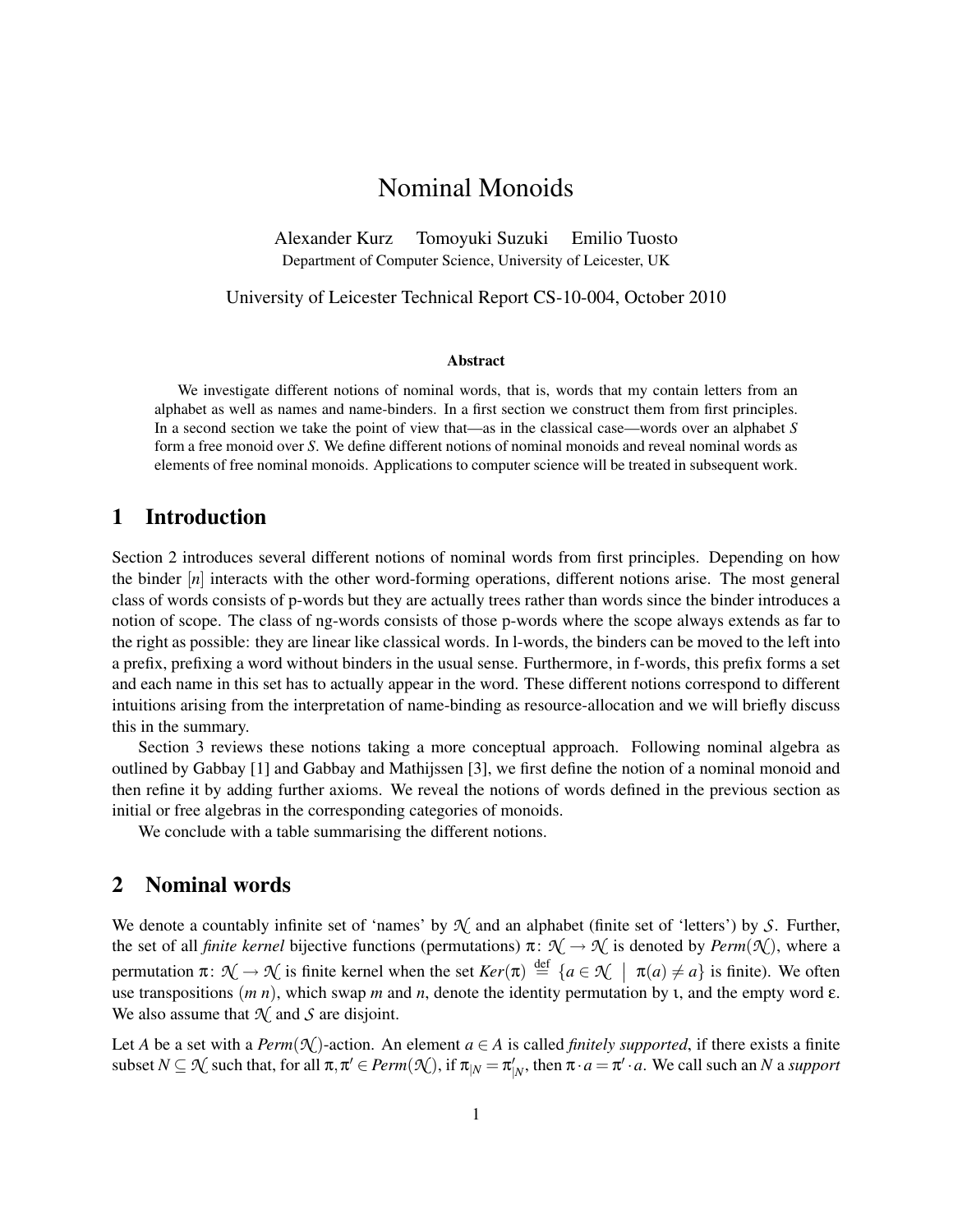# Nominal Monoids

Alexander Kurz  Tomoyuki Suzuki  Emilio Tuosto
Department of Computer Science, University of Leicester, UK

University of Leicester Technical Report CS-10-004, October 2010

### Abstract

We investigate different notions of nominal words, that is, words that my contain letters from an alphabet as well as names and name-binders. In a first section we construct them from first principles. In a second section we take the point of view that—as in the classical case—words over an alphabet $S$ form a free monoid over $S$. We define different notions of nominal monoids and reveal nominal words as elements of free nominal monoids. Applications to computer science will be treated in subsequent work.

## 1 Introduction

Section 2 introduces several different notions of nominal words from first principles. Depending on how the binder $[n]$ interacts with the other word-forming operations, different notions arise. The most general class of words consists of p-words but they are actually trees rather than words since the binder introduces a notion of scope. The class of ng-words consists of those p-words where the scope always extends as far to the right as possible: they are linear like classical words. In l-words, the binders can be moved to the left into a prefix, prefixing a word without binders in the usual sense. Furthermore, in f-words, this prefix forms a set and each name in this set has to actually appear in the word. These different notions correspond to different intuitions arising from the interpretation of name-binding as resource-allocation and we will briefly discuss this in the summary.

Section 3 reviews these notions taking a more conceptual approach. Following nominal algebra as outlined by Gabbay [1] and Gabbay and Mathijssen [3], we first define the notion of a nominal monoid and then refine it by adding further axioms. We reveal the notions of words defined in the previous section as initial or free algebras in the corresponding categories of monoids.

We conclude with a table summarising the different notions.

## 2 Nominal words

We denote a countably infinite set of 'names' by $\mathcal{N}$ and an alphabet (finite set of 'letters') by $\mathcal{S}$. Further, the set of all *finite kernel* bijective functions (permutations) $\pi\colon \mathcal{N} \to \mathcal{N}$ is denoted by $Perm(\mathcal{N})$, where a permutation $\pi\colon \mathcal{N} \to \mathcal{N}$ is finite kernel when the set $Ker(\pi) \overset{\text{def}}{=} \{a \in \mathcal{N} \mid \pi(a) \neq a\}$ is finite). We often use transpositions $(m\ n)$, which swap $m$ and $n$, denote the identity permutation by $\iota$, and the empty word $\varepsilon$. We also assume that $\mathcal{N}$ and $\mathcal{S}$ are disjoint.

Let $A$ be a set with a $Perm(\mathcal{N})$-action. An element $a \in A$ is called *finitely supported*, if there exists a finite subset $N \subseteq \mathcal{N}$ such that, for all $\pi, \pi' \in Perm(\mathcal{N})$, if $\pi_{|N} = \pi'_{|N}$, then $\pi \cdot a = \pi' \cdot a$. We call such an $N$ a *support*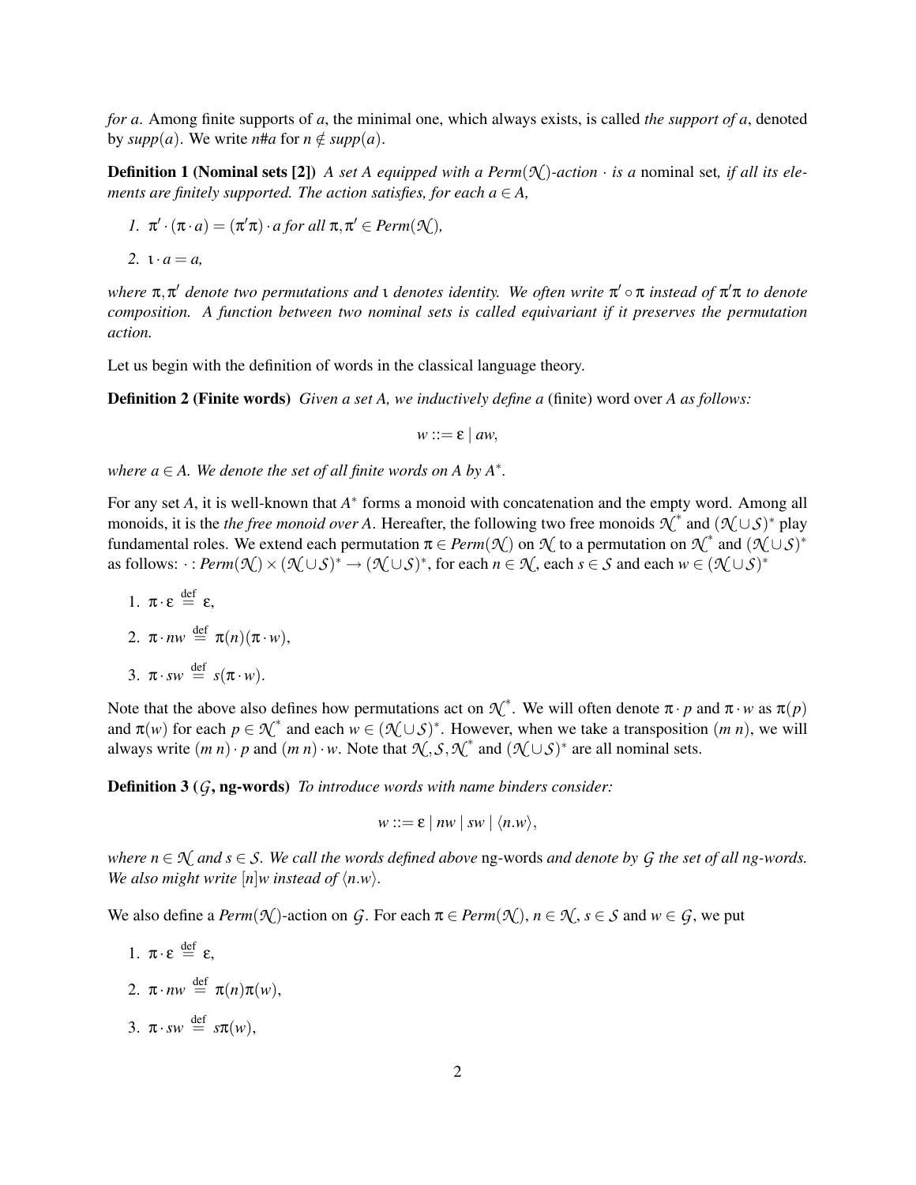*for a*. Among finite supports of *a*, the minimal one, which always exists, is called *the support of a*, denoted by $supp(a)$. We write $n\#a$ for $n \notin supp(a)$.

**Definition 1 (Nominal sets [2])** *A set A equipped with a $Perm(\mathcal{N})$-action $\cdot$ is a* nominal set*, if all its elements are finitely supported. The action satisfies, for each $a \in A$,*

1. $\pi' \cdot (\pi \cdot a) = (\pi'\pi) \cdot a$ *for all* $\pi, \pi' \in Perm(\mathcal{N})$,
2. $\iota \cdot a = a$,

*where $\pi, \pi'$ denote two permutations and $\iota$ denotes identity. We often write $\pi' \circ \pi$ instead of $\pi'\pi$ to denote composition. A function between two nominal sets is called equivariant if it preserves the permutation action.*

Let us begin with the definition of words in the classical language theory.

**Definition 2 (Finite words)** *Given a set A, we inductively define a* (finite) word *over A as follows:*

$$w ::= \varepsilon \mid aw,$$

*where $a \in A$. We denote the set of all finite words on A by $A^*$.*

For any set $A$, it is well-known that $A^*$ forms a monoid with concatenation and the empty word. Among all monoids, it is the *the free monoid over A*. Hereafter, the following two free monoids $\mathcal{N}^*$ and $(\mathcal{N} \cup \mathcal{S})^*$ play fundamental roles. We extend each permutation $\pi \in Perm(\mathcal{N})$ on $\mathcal{N}$ to a permutation on $\mathcal{N}^*$ and $(\mathcal{N} \cup \mathcal{S})^*$ as follows: $\cdot : Perm(\mathcal{N}) \times (\mathcal{N} \cup \mathcal{S})^* \to (\mathcal{N} \cup \mathcal{S})^*$, for each $n \in \mathcal{N}$, each $s \in \mathcal{S}$ and each $w \in (\mathcal{N} \cup \mathcal{S})^*$

1. $\pi \cdot \varepsilon \stackrel{\text{def}}{=} \varepsilon$,
2. $\pi \cdot nw \stackrel{\text{def}}{=} \pi(n)(\pi \cdot w)$,
3. $\pi \cdot sw \stackrel{\text{def}}{=} s(\pi \cdot w)$.

Note that the above also defines how permutations act on $\mathcal{N}^*$. We will often denote $\pi \cdot p$ and $\pi \cdot w$ as $\pi(p)$ and $\pi(w)$ for each $p \in \mathcal{N}^*$ and each $w \in (\mathcal{N} \cup \mathcal{S})^*$. However, when we take a transposition $(m\ n)$, we will always write $(m\ n) \cdot p$ and $(m\ n) \cdot w$. Note that $\mathcal{N}, \mathcal{S}, \mathcal{N}^*$ and $(\mathcal{N} \cup \mathcal{S})^*$ are all nominal sets.

**Definition 3 ($\mathcal{G}$, ng-words)** *To introduce words with name binders consider:*

$$w ::= \varepsilon \mid nw \mid sw \mid \langle n.w \rangle,$$

*where $n \in \mathcal{N}$ and $s \in \mathcal{S}$. We call the words defined above* ng-words *and denote by $\mathcal{G}$ the set of all ng-words. We also might write $[n]w$ instead of $\langle n.w \rangle$.*

We also define a $Perm(\mathcal{N})$-action on $\mathcal{G}$. For each $\pi \in Perm(\mathcal{N})$, $n \in \mathcal{N}$, $s \in \mathcal{S}$ and $w \in \mathcal{G}$, we put

1. $\pi \cdot \varepsilon \stackrel{\text{def}}{=} \varepsilon$,
2. $\pi \cdot nw \stackrel{\text{def}}{=} \pi(n)\pi(w)$,
3. $\pi \cdot sw \stackrel{\text{def}}{=} s\pi(w)$,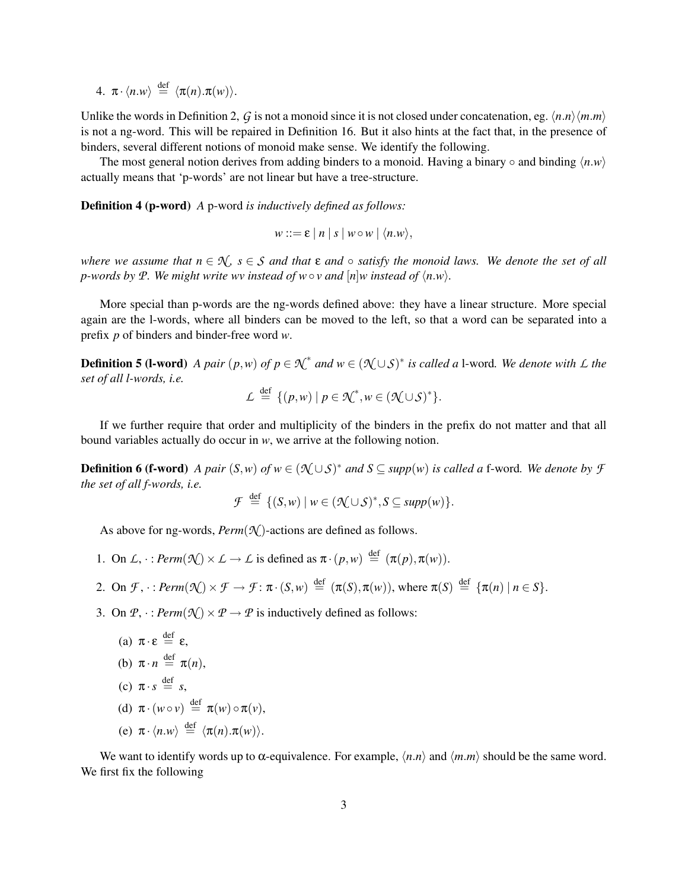4. $\pi \cdot \langle n.w \rangle \stackrel{\text{def}}{=} \langle \pi(n).\pi(w) \rangle$.

Unlike the words in Definition 2, $\mathcal{G}$ is not a monoid since it is not closed under concatenation, eg. $\langle n.n \rangle \langle m.m \rangle$ is not a ng-word. This will be repaired in Definition 16. But it also hints at the fact that, in the presence of binders, several different notions of monoid make sense. We identify the following.

The most general notion derives from adding binders to a monoid. Having a binary $\circ$ and binding $\langle n.w \rangle$ actually means that 'p-words' are not linear but have a tree-structure.

**Definition 4 (p-word)** *A* p-word *is inductively defined as follows:*

$$w ::= \varepsilon \mid n \mid s \mid w \circ w \mid \langle n.w \rangle,$$

*where we assume that $n \in \mathcal{N}$, $s \in \mathcal{S}$ and that $\varepsilon$ and $\circ$ satisfy the monoid laws. We denote the set of all p-words by $\mathcal{P}$. We might write $wv$ instead of $w \circ v$ and $[n]w$ instead of $\langle n.w \rangle$.*

More special than p-words are the ng-words defined above: they have a linear structure. More special again are the l-words, where all binders can be moved to the left, so that a word can be separated into a prefix $p$ of binders and binder-free word $w$.

**Definition 5 (l-word)** *A pair $(p,w)$ of $p \in \mathcal{N}^*$ and $w \in (\mathcal{N} \cup \mathcal{S})^*$ is called a* l-word*. We denote with $\mathcal{L}$ the set of all l-words, i.e.*

$$\mathcal{L} \stackrel{\text{def}}{=} \{(p,w) \mid p \in \mathcal{N}^*, w \in (\mathcal{N} \cup \mathcal{S})^*\}.$$

If we further require that order and multiplicity of the binders in the prefix do not matter and that all bound variables actually do occur in $w$, we arrive at the following notion.

**Definition 6 (f-word)** *A pair $(S,w)$ of $w \in (\mathcal{N} \cup \mathcal{S})^*$ and $S \subseteq supp(w)$ is called a* f-word*. We denote by $\mathcal{F}$ the set of all f-words, i.e.*

$$\mathcal{F} \stackrel{\text{def}}{=} \{(S,w) \mid w \in (\mathcal{N} \cup \mathcal{S})^*, S \subseteq supp(w)\}.$$

As above for ng-words, $Perm(\mathcal{N})$-actions are defined as follows.

1. On $\mathcal{L}$, $\cdot : Perm(\mathcal{N}) \times \mathcal{L} \to \mathcal{L}$ is defined as $\pi \cdot (p,w) \stackrel{\text{def}}{=} (\pi(p), \pi(w))$.
2. On $\mathcal{F}$, $\cdot : Perm(\mathcal{N}) \times \mathcal{F} \to \mathcal{F}$: $\pi \cdot (S,w) \stackrel{\text{def}}{=} (\pi(S), \pi(w))$, where $\pi(S) \stackrel{\text{def}}{=} \{\pi(n) \mid n \in S\}$.
3. On $\mathcal{P}$, $\cdot : Perm(\mathcal{N}) \times \mathcal{P} \to \mathcal{P}$ is inductively defined as follows:
   (a) $\pi \cdot \varepsilon \stackrel{\text{def}}{=} \varepsilon$,
   (b) $\pi \cdot n \stackrel{\text{def}}{=} \pi(n)$,
   (c) $\pi \cdot s \stackrel{\text{def}}{=} s$,
   (d) $\pi \cdot (w \circ v) \stackrel{\text{def}}{=} \pi(w) \circ \pi(v)$,
   (e) $\pi \cdot \langle n.w \rangle \stackrel{\text{def}}{=} \langle \pi(n).\pi(w) \rangle$.

We want to identify words up to $\alpha$-equivalence. For example, $\langle n.n \rangle$ and $\langle m.m \rangle$ should be the same word. We first fix the following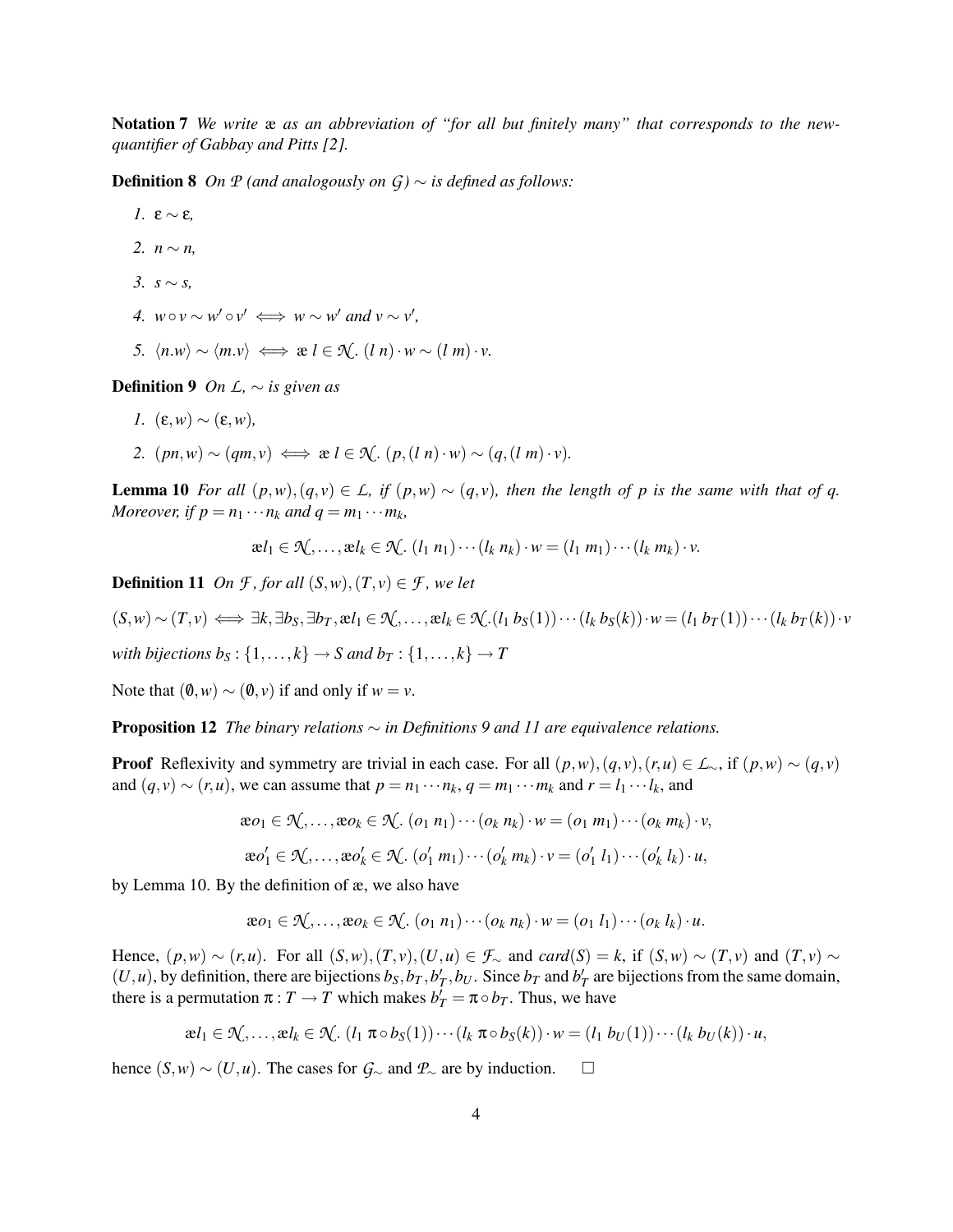**Notation 7** *We write* æ *as an abbreviation of "for all but finitely many" that corresponds to the new-quantifier of Gabbay and Pitts [2].*

**Definition 8** *On $\mathcal{P}$ (and analogously on $\mathcal{G}$) $\sim$ is defined as follows:*

1. $\varepsilon \sim \varepsilon$,
2. $n \sim n$,
3. $s \sim s$,
4. $w \circ v \sim w' \circ v' \iff w \sim w'$ and $v \sim v'$,
5. $\langle n.w \rangle \sim \langle m.v \rangle \iff æ\, l \in \mathcal{N}.\ (l\ n) \cdot w \sim (l\ m) \cdot v$.

**Definition 9** *On $\mathcal{L}$, $\sim$ is given as*

1. $(\varepsilon, w) \sim (\varepsilon, w)$,
2. $(pn, w) \sim (qm, v) \iff æ\, l \in \mathcal{N}.\ (p, (l\ n) \cdot w) \sim (q, (l\ m) \cdot v)$.

**Lemma 10** *For all $(p,w),(q,v) \in \mathcal{L}$, if $(p,w) \sim (q,v)$, then the length of $p$ is the same with that of $q$. Moreover, if $p = n_1 \cdots n_k$ and $q = m_1 \cdots m_k$,*

$$æ l_1 \in \mathcal{N}, \ldots, æ l_k \in \mathcal{N}.\ (l_1\ n_1) \cdots (l_k\ n_k) \cdot w = (l_1\ m_1) \cdots (l_k\ m_k) \cdot v.$$

**Definition 11** *On $\mathcal{F}$, for all $(S,w),(T,v) \in \mathcal{F}$, we let*

$$(S,w) \sim (T,v) \iff \exists k, \exists b_S, \exists b_T, æ l_1 \in \mathcal{N}, \ldots, æ l_k \in \mathcal{N}. (l_1\ b_S(1)) \cdots (l_k\ b_S(k)) \cdot w = (l_1\ b_T(1)) \cdots (l_k\ b_T(k)) \cdot v$$

*with bijections $b_S : \{1, \ldots, k\} \to S$ and $b_T : \{1, \ldots, k\} \to T$*

Note that $(\emptyset, w) \sim (\emptyset, v)$ if and only if $w = v$.

**Proposition 12** *The binary relations $\sim$ in Definitions 9 and 11 are equivalence relations.*

**Proof** Reflexivity and symmetry are trivial in each case. For all $(p,w),(q,v),(r,u) \in \mathcal{L}_\sim$, if $(p,w) \sim (q,v)$ and $(q,v) \sim (r,u)$, we can assume that $p = n_1 \cdots n_k$, $q = m_1 \cdots m_k$ and $r = l_1 \cdots l_k$, and

$$æ o_1 \in \mathcal{N}, \ldots, æ o_k \in \mathcal{N}.\ (o_1\ n_1) \cdots (o_k\ n_k) \cdot w = (o_1\ m_1) \cdots (o_k\ m_k) \cdot v,$$

$$æ o'_1 \in \mathcal{N}, \ldots, æ o'_k \in \mathcal{N}.\ (o'_1\ m_1) \cdots (o'_k\ m_k) \cdot v = (o'_1\ l_1) \cdots (o'_k\ l_k) \cdot u,$$

by Lemma 10. By the definition of æ, we also have

$$æ o_1 \in \mathcal{N}, \ldots, æ o_k \in \mathcal{N}.\ (o_1\ n_1) \cdots (o_k\ n_k) \cdot w = (o_1\ l_1) \cdots (o_k\ l_k) \cdot u.$$

Hence, $(p,w) \sim (r,u)$. For all $(S,w),(T,v),(U,u) \in \mathcal{F}_\sim$ and $card(S) = k$, if $(S,w) \sim (T,v)$ and $(T,v) \sim (U,u)$, by definition, there are bijections $b_S, b_T, b'_T, b_U$. Since $b_T$ and $b'_T$ are bijections from the same domain, there is a permutation $\pi : T \to T$ which makes $b'_T = \pi \circ b_T$. Thus, we have

$$æ l_1 \in \mathcal{N}, \ldots, æ l_k \in \mathcal{N}.\ (l_1\ \pi \circ b_S(1)) \cdots (l_k\ \pi \circ b_S(k)) \cdot w = (l_1\ b_U(1)) \cdots (l_k\ b_U(k)) \cdot u,$$

hence $(S,w) \sim (U,u)$. The cases for $\mathcal{G}_\sim$ and $\mathcal{P}_\sim$ are by induction. □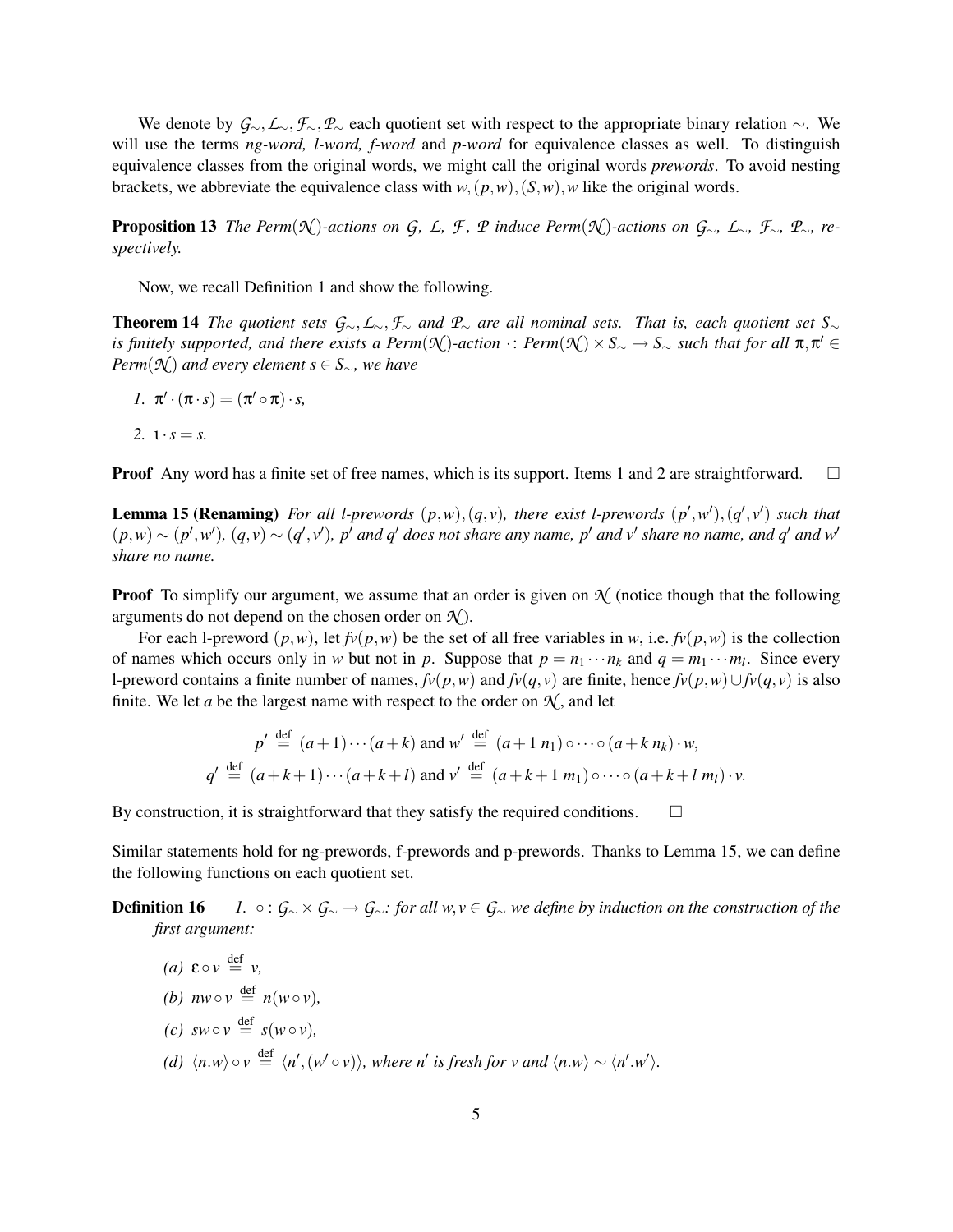We denote by $\mathcal{G}_\sim, \mathcal{L}_\sim, \mathcal{F}_\sim, \mathcal{P}_\sim$ each quotient set with respect to the appropriate binary relation $\sim$. We will use the terms *ng-word, l-word, f-word* and *p-word* for equivalence classes as well. To distinguish equivalence classes from the original words, we might call the original words *prewords*. To avoid nesting brackets, we abbreviate the equivalence class with $w, (p,w), (S,w), w$ like the original words.

**Proposition 13** *The Perm($\mathcal{N}$)-actions on $\mathcal{G}$, $\mathcal{L}$, $\mathcal{F}$, $\mathcal{P}$ induce Perm($\mathcal{N}$)-actions on $\mathcal{G}_\sim$, $\mathcal{L}_\sim$, $\mathcal{F}_\sim$, $\mathcal{P}_\sim$, respectively.*

Now, we recall Definition 1 and show the following.

**Theorem 14** *The quotient sets $\mathcal{G}_\sim, \mathcal{L}_\sim, \mathcal{F}_\sim$ and $\mathcal{P}_\sim$ are all nominal sets. That is, each quotient set $S_\sim$ is finitely supported, and there exists a Perm($\mathcal{N}$)-action $\cdot$: Perm($\mathcal{N}$) $\times S_\sim \to S_\sim$ such that for all $\pi, \pi' \in$ Perm($\mathcal{N}$) and every element $s \in S_\sim$, we have*

1. $\pi' \cdot (\pi \cdot s) = (\pi' \circ \pi) \cdot s$,
2. $\iota \cdot s = s$.

**Proof** Any word has a finite set of free names, which is its support. Items 1 and 2 are straightforward. $\square$

**Lemma 15 (Renaming)** *For all l-prewords $(p,w), (q,v)$, there exist l-prewords $(p',w'), (q',v')$ such that $(p,w) \sim (p',w')$, $(q,v) \sim (q',v')$, $p'$ and $q'$ does not share any name, $p'$ and $v'$ share no name, and $q'$ and $w'$ share no name.*

**Proof** To simplify our argument, we assume that an order is given on $\mathcal{N}$ (notice though that the following arguments do not depend on the chosen order on $\mathcal{N}$).

For each l-preword $(p,w)$, let $fv(p,w)$ be the set of all free variables in $w$, i.e. $fv(p,w)$ is the collection of names which occurs only in $w$ but not in $p$. Suppose that $p = n_1 \cdots n_k$ and $q = m_1 \cdots m_l$. Since every l-preword contains a finite number of names, $fv(p,w)$ and $fv(q,v)$ are finite, hence $fv(p,w) \cup fv(q,v)$ is also finite. We let $a$ be the largest name with respect to the order on $\mathcal{N}$, and let

$$p' \stackrel{\text{def}}{=} (a+1)\cdots(a+k) \text{ and } w' \stackrel{\text{def}}{=} (a+1\ n_1) \circ \cdots \circ (a+k\ n_k) \cdot w,$$
$$q' \stackrel{\text{def}}{=} (a+k+1)\cdots(a+k+l) \text{ and } v' \stackrel{\text{def}}{=} (a+k+1\ m_1) \circ \cdots \circ (a+k+l\ m_l) \cdot v.$$

By construction, it is straightforward that they satisfy the required conditions. $\square$

Similar statements hold for ng-prewords, f-prewords and p-prewords. Thanks to Lemma 15, we can define the following functions on each quotient set.

**Definition 16** 1. $\circ : \mathcal{G}_\sim \times \mathcal{G}_\sim \to \mathcal{G}_\sim$: *for all $w, v \in \mathcal{G}_\sim$ we define by induction on the construction of the first argument:*

(a) $\varepsilon \circ v \stackrel{\text{def}}{=} v$,

(b) $nw \circ v \stackrel{\text{def}}{=} n(w \circ v)$,

(c) $sw \circ v \stackrel{\text{def}}{=} s(w \circ v)$,

(d) $\langle n.w \rangle \circ v \stackrel{\text{def}}{=} \langle n', (w' \circ v) \rangle$, *where $n'$ is fresh for $v$ and $\langle n.w \rangle \sim \langle n'.w' \rangle$.*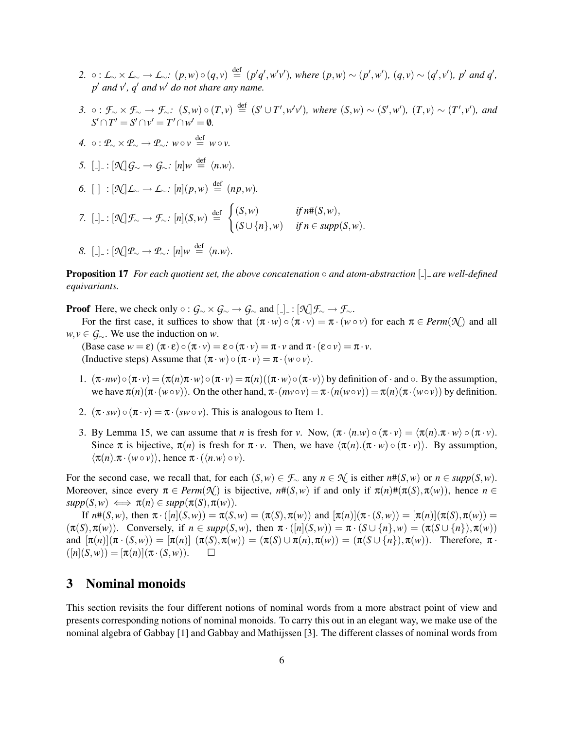2. $\circ : \mathcal{L}_\sim \times \mathcal{L}_\sim \to \mathcal{L}_\sim$: $(p,w)\circ(q,v) \stackrel{\text{def}}{=} (p'q', w'v')$, *where* $(p,w)\sim(p',w')$, $(q,v)\sim(q',v')$, $p'$ *and* $q'$, $p'$ *and* $v'$, $q'$ *and* $w'$ *do not share any name.*

3. $\circ : \mathcal{F}_\sim \times \mathcal{F}_\sim \to \mathcal{F}_\sim$: $(S,w)\circ(T,v) \stackrel{\text{def}}{=} (S'\cup T', w'v')$, *where* $(S,w)\sim(S',w')$, $(T,v)\sim(T',v')$, *and* $S'\cap T' = S'\cap v' = T'\cap w' = \emptyset$.

4. $\circ : \mathcal{P}_\sim \times \mathcal{P}_\sim \to \mathcal{P}_\sim$: $w\circ v \stackrel{\text{def}}{=} w\circ v$.

5. $[\_]\_ : [\mathcal{N}]\mathcal{G}_\sim \to \mathcal{G}_\sim$: $[n]w \stackrel{\text{def}}{=} \langle n.w\rangle$.

6. $[\_]\_ : [\mathcal{N}]\mathcal{L}_\sim \to \mathcal{L}_\sim$: $[n](p,w) \stackrel{\text{def}}{=} (np, w)$.

7. $[\_]\_ : [\mathcal{N}]\mathcal{F}_\sim \to \mathcal{F}_\sim$: $[n](S,w) \stackrel{\text{def}}{=} \begin{cases} (S,w) & \text{if } n\#(S,w), \\ (S\cup\{n\}, w) & \text{if } n \in supp(S,w). \end{cases}$

8. $[\_]\_ : [\mathcal{N}]\mathcal{P}_\sim \to \mathcal{P}_\sim$: $[n]w \stackrel{\text{def}}{=} \langle n.w\rangle$.

**Proposition 17** *For each quotient set, the above concatenation $\circ$ and atom-abstraction $[\_]\_$ are well-defined equivariants.*

**Proof** Here, we check only $\circ : \mathcal{G}_\sim \times \mathcal{G}_\sim \to \mathcal{G}_\sim$ and $[\_]\_ : [\mathcal{N}]\mathcal{F}_\sim \to \mathcal{F}_\sim$.

For the first case, it suffices to show that $(\pi\cdot w)\circ(\pi\cdot v) = \pi\cdot(w\circ v)$ for each $\pi \in Perm(\mathcal{N})$ and all $w,v \in \mathcal{G}_\sim$. We use the induction on $w$.

(Base case $w=\varepsilon$) $(\pi\cdot\varepsilon)\circ(\pi\cdot v) = \varepsilon\circ(\pi\cdot v) = \pi\cdot v$ and $\pi\cdot(\varepsilon\circ v) = \pi\cdot v$.

(Inductive steps) Assume that $(\pi\cdot w)\circ(\pi\cdot v) = \pi\cdot(w\circ v)$.

1. $(\pi\cdot nw)\circ(\pi\cdot v) = (\pi(n)\pi\cdot w)\circ(\pi\cdot v) = \pi(n)((\pi\cdot w)\circ(\pi\cdot v))$ by definition of $\cdot$ and $\circ$. By the assumption, we have $\pi(n)(\pi\cdot(w\circ v))$. On the other hand, $\pi\cdot(nw\circ v) = \pi\cdot(n(w\circ v)) = \pi(n)(\pi\cdot(w\circ v))$ by definition.

2. $(\pi\cdot sw)\circ(\pi\cdot v) = \pi\cdot(sw\circ v)$. This is analogous to Item 1.

3. By Lemma 15, we can assume that $n$ is fresh for $v$. Now, $(\pi\cdot\langle n.w\rangle\circ(\pi\cdot v) = \langle\pi(n).\pi\cdot w\rangle\circ(\pi\cdot v)$. Since $\pi$ is bijective, $\pi(n)$ is fresh for $\pi\cdot v$. Then, we have $\langle\pi(n).(\pi\cdot w)\circ(\pi\cdot v)\rangle$. By assumption, $\langle\pi(n).\pi\cdot(w\circ v)\rangle$, hence $\pi\cdot(\langle n.w\rangle\circ v)$.

For the second case, we recall that, for each $(S,w)\in\mathcal{F}_\sim$ any $n\in\mathcal{N}$ is either $n\#(S,w)$ or $n\in supp(S,w)$. Moreover, since every $\pi\in Perm(\mathcal{N})$ is bijective, $n\#(S,w)$ if and only if $\pi(n)\#(\pi(S),\pi(w))$, hence $n\in supp(S,w) \iff \pi(n)\in supp(\pi(S),\pi(w))$.

If $n\#(S,w)$, then $\pi\cdot([n](S,w)) = \pi(S,w) = (\pi(S),\pi(w))$ and $[\pi(n)](\pi\cdot(S,w)) = [\pi(n)](\pi(S),\pi(w)) = (\pi(S),\pi(w))$. Conversely, if $n\in supp(S,w)$, then $\pi\cdot([n](S,w)) = \pi\cdot(S\cup\{n\},w) = (\pi(S\cup\{n\}),\pi(w))$ and $[\pi(n)](\pi\cdot(S,w)) = [\pi(n)]\ (\pi(S),\pi(w)) = (\pi(S)\cup\pi(n),\pi(w)) = (\pi(S\cup\{n\}),\pi(w))$. Therefore, $\pi\cdot([n](S,w)) = [\pi(n)](\pi\cdot(S,w))$. $\square$

## 3 Nominal monoids

This section revisits the four different notions of nominal words from a more abstract point of view and presents corresponding notions of nominal monoids. To carry this out in an elegant way, we make use of the nominal algebra of Gabbay [1] and Gabbay and Mathijssen [3]. The different classes of nominal words from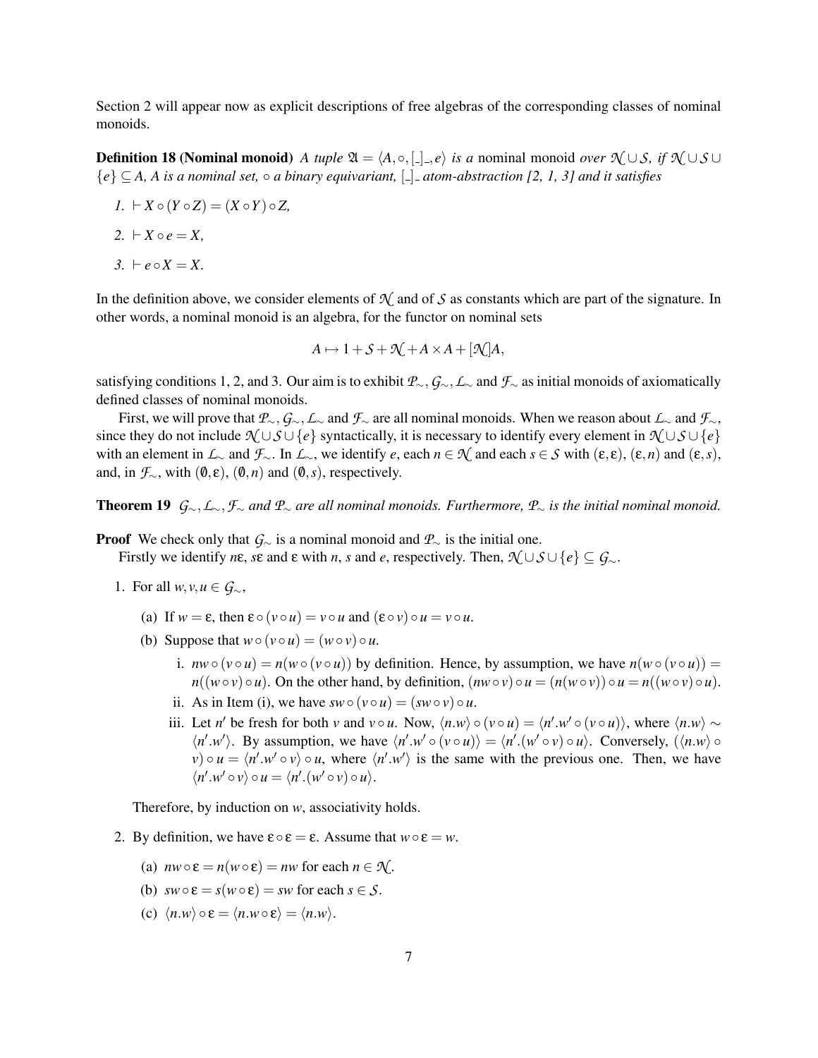Section 2 will appear now as explicit descriptions of free algebras of the corresponding classes of nominal monoids.

**Definition 18 (Nominal monoid)** *A tuple $\mathfrak{A} = \langle A, \circ, [\_]\_, e\rangle$ is a* nominal monoid *over $\mathcal{N} \cup \mathcal{S}$, if $\mathcal{N} \cup \mathcal{S} \cup \{e\} \subseteq A$, $A$ is a nominal set, $\circ$ a binary equivariant, $[\_]\_$ atom-abstraction [2, 1, 3] and it satisfies*

1. $\vdash X \circ (Y \circ Z) = (X \circ Y) \circ Z$,
2. $\vdash X \circ e = X$,
3. $\vdash e \circ X = X$.

In the definition above, we consider elements of $\mathcal{N}$ and of $\mathcal{S}$ as constants which are part of the signature. In other words, a nominal monoid is an algebra, for the functor on nominal sets

$$A \mapsto 1 + \mathcal{S} + \mathcal{N} + A \times A + [\mathcal{N}]A,$$

satisfying conditions 1, 2, and 3. Our aim is to exhibit $\mathcal{P}_\sim, \mathcal{G}_\sim, \mathcal{L}_\sim$ and $\mathcal{F}_\sim$ as initial monoids of axiomatically defined classes of nominal monoids.

First, we will prove that $\mathcal{P}_\sim, \mathcal{G}_\sim, \mathcal{L}_\sim$ and $\mathcal{F}_\sim$ are all nominal monoids. When we reason about $\mathcal{L}_\sim$ and $\mathcal{F}_\sim$, since they do not include $\mathcal{N} \cup \mathcal{S} \cup \{e\}$ syntactically, it is necessary to identify every element in $\mathcal{N} \cup \mathcal{S} \cup \{e\}$ with an element in $\mathcal{L}_\sim$ and $\mathcal{F}_\sim$. In $\mathcal{L}_\sim$, we identify $e$, each $n \in \mathcal{N}$ and each $s \in \mathcal{S}$ with $(\varepsilon, \varepsilon)$, $(\varepsilon, n)$ and $(\varepsilon, s)$, and, in $\mathcal{F}_\sim$, with $(\emptyset, \varepsilon)$, $(\emptyset, n)$ and $(\emptyset, s)$, respectively.

**Theorem 19** *$\mathcal{G}_\sim, \mathcal{L}_\sim, \mathcal{F}_\sim$ and $\mathcal{P}_\sim$ are all nominal monoids. Furthermore, $\mathcal{P}_\sim$ is the initial nominal monoid.*

**Proof** We check only that $\mathcal{G}_\sim$ is a nominal monoid and $\mathcal{P}_\sim$ is the initial one.

Firstly we identify $n\varepsilon$, $s\varepsilon$ and $\varepsilon$ with $n$, $s$ and $e$, respectively. Then, $\mathcal{N} \cup \mathcal{S} \cup \{e\} \subseteq \mathcal{G}_\sim$.

1. For all $w, v, u \in \mathcal{G}_\sim$,
   (a) If $w = \varepsilon$, then $\varepsilon \circ (v \circ u) = v \circ u$ and $(\varepsilon \circ v) \circ u = v \circ u$.
   (b) Suppose that $w \circ (v \circ u) = (w \circ v) \circ u$.
      i. $nw \circ (v \circ u) = n(w \circ (v \circ u))$ by definition. Hence, by assumption, we have $n(w \circ (v \circ u)) = n((w \circ v) \circ u)$. On the other hand, by definition, $(nw \circ v) \circ u = (n(w \circ v)) \circ u = n((w \circ v) \circ u)$.
      ii. As in Item (i), we have $sw \circ (v \circ u) = (sw \circ v) \circ u$.
      iii. Let $n'$ be fresh for both $v$ and $v \circ u$. Now, $\langle n.w\rangle \circ (v \circ u) = \langle n'.w' \circ (v \circ u)\rangle$, where $\langle n.w\rangle \sim \langle n'.w'\rangle$. By assumption, we have $\langle n'.w' \circ (v \circ u)\rangle = \langle n'.(w' \circ v) \circ u\rangle$. Conversely, $(\langle n.w\rangle \circ v) \circ u = \langle n'.w' \circ v\rangle \circ u$, where $\langle n'.w'\rangle$ is the same with the previous one. Then, we have $\langle n'.w' \circ v\rangle \circ u = \langle n'.(w' \circ v) \circ u\rangle$.

   Therefore, by induction on $w$, associativity holds.

2. By definition, we have $\varepsilon \circ \varepsilon = \varepsilon$. Assume that $w \circ \varepsilon = w$.
   (a) $nw \circ \varepsilon = n(w \circ \varepsilon) = nw$ for each $n \in \mathcal{N}$.
   (b) $sw \circ \varepsilon = s(w \circ \varepsilon) = sw$ for each $s \in \mathcal{S}$.
   (c) $\langle n.w\rangle \circ \varepsilon = \langle n.w \circ \varepsilon\rangle = \langle n.w\rangle$.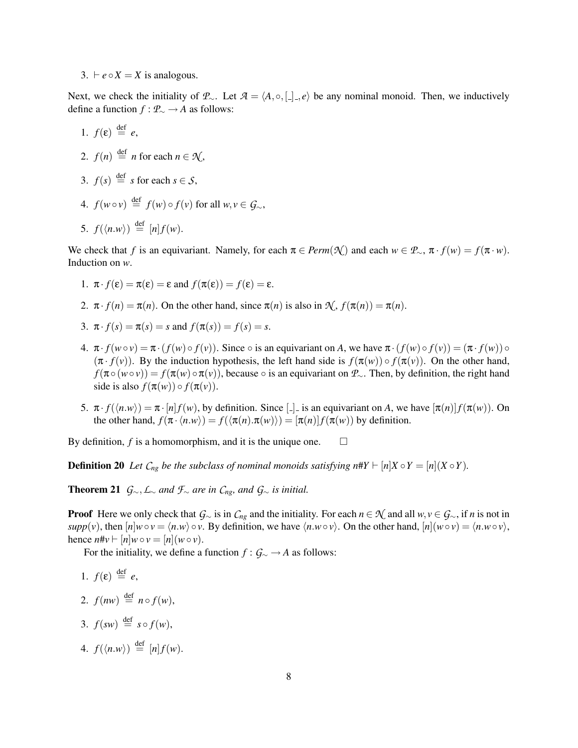3. $\vdash e \circ X = X$ is analogous.

Next, we check the initiality of $\mathcal{P}_\sim$. Let $\mathcal{A} = \langle A, \circ, [\_]\_, e\rangle$ be any nominal monoid. Then, we inductively define a function $f : \mathcal{P}_\sim \to A$ as follows:

1. $f(\varepsilon) \stackrel{\text{def}}{=} e$,
2. $f(n) \stackrel{\text{def}}{=} n$ for each $n \in \mathcal{N}$,
3. $f(s) \stackrel{\text{def}}{=} s$ for each $s \in \mathcal{S}$,
4. $f(w \circ v) \stackrel{\text{def}}{=} f(w) \circ f(v)$ for all $w, v \in \mathcal{G}_\sim$,
5. $f(\langle n.w\rangle) \stackrel{\text{def}}{=} [n]f(w)$.

We check that $f$ is an equivariant. Namely, for each $\pi \in Perm(\mathcal{N})$ and each $w \in \mathcal{P}_\sim$, $\pi \cdot f(w) = f(\pi \cdot w)$. Induction on $w$.

1. $\pi \cdot f(\varepsilon) = \pi(\varepsilon) = \varepsilon$ and $f(\pi(\varepsilon)) = f(\varepsilon) = \varepsilon$.
2. $\pi \cdot f(n) = \pi(n)$. On the other hand, since $\pi(n)$ is also in $\mathcal{N}$, $f(\pi(n)) = \pi(n)$.
3. $\pi \cdot f(s) = \pi(s) = s$ and $f(\pi(s)) = f(s) = s$.
4. $\pi \cdot f(w \circ v) = \pi \cdot (f(w) \circ f(v))$. Since $\circ$ is an equivariant on $A$, we have $\pi \cdot (f(w) \circ f(v)) = (\pi \cdot f(w)) \circ (\pi \cdot f(v))$. By the induction hypothesis, the left hand side is $f(\pi(w)) \circ f(\pi(v))$. On the other hand, $f(\pi \circ (w \circ v)) = f(\pi(w) \circ \pi(v))$, because $\circ$ is an equivariant on $\mathcal{P}_\sim$. Then, by definition, the right hand side is also $f(\pi(w)) \circ f(\pi(v))$.
5. $\pi \cdot f(\langle n.w\rangle) = \pi \cdot [n]f(w)$, by definition. Since $[\_]\_$ is an equivariant on $A$, we have $[\pi(n)]f(\pi(w))$. On the other hand, $f(\pi \cdot \langle n.w\rangle) = f(\langle \pi(n).\pi(w)\rangle) = [\pi(n)]f(\pi(w))$ by definition.

By definition, $f$ is a homomorphism, and it is the unique one. $\square$

**Definition 20** *Let $\mathcal{C}_{ng}$ be the subclass of nominal monoids satisfying $n\#Y \vdash [n]X \circ Y = [n](X \circ Y)$.*

**Theorem 21** *$\mathcal{G}_\sim, \mathcal{L}_\sim$ and $\mathcal{F}_\sim$ are in $\mathcal{C}_{ng}$, and $\mathcal{G}_\sim$ is initial.*

**Proof** Here we only check that $\mathcal{G}_\sim$ is in $\mathcal{C}_{ng}$ and the initiality. For each $n \in \mathcal{N}$ and all $w, v \in \mathcal{G}_\sim$, if $n$ is not in $supp(v)$, then $[n]w \circ v = \langle n.w\rangle \circ v$. By definition, we have $\langle n.w \circ v\rangle$. On the other hand, $[n](w \circ v) = \langle n.w \circ v\rangle$, hence $n\#v \vdash [n]w \circ v = [n](w \circ v)$.

For the initiality, we define a function $f : \mathcal{G}_\sim \to A$ as follows:

1. $f(\varepsilon) \stackrel{\text{def}}{=} e$,
2. $f(nw) \stackrel{\text{def}}{=} n \circ f(w)$,
3. $f(sw) \stackrel{\text{def}}{=} s \circ f(w)$,
4. $f(\langle n.w\rangle) \stackrel{\text{def}}{=} [n]f(w)$.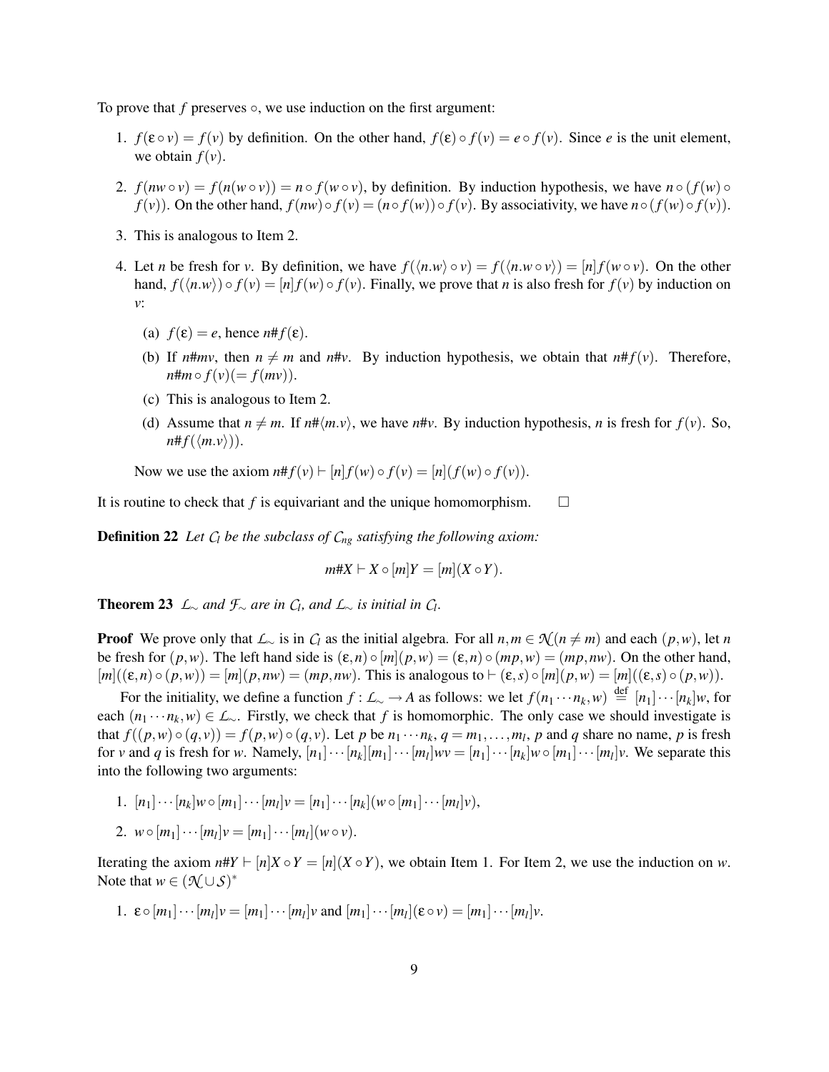To prove that $f$ preserves $\circ$, we use induction on the first argument:

1. $f(\varepsilon \circ v) = f(v)$ by definition. On the other hand, $f(\varepsilon) \circ f(v) = e \circ f(v)$. Since $e$ is the unit element, we obtain $f(v)$.

2. $f(nw \circ v) = f(n(w \circ v)) = n \circ f(w \circ v)$, by definition. By induction hypothesis, we have $n \circ (f(w) \circ f(v))$. On the other hand, $f(nw) \circ f(v) = (n \circ f(w)) \circ f(v)$. By associativity, we have $n \circ (f(w) \circ f(v))$.

3. This is analogous to Item 2.

4. Let $n$ be fresh for $v$. By definition, we have $f(\langle n.w \rangle \circ v) = f(\langle n.w \circ v \rangle) = [n]f(w \circ v)$. On the other hand, $f(\langle n.w \rangle) \circ f(v) = [n]f(w) \circ f(v)$. Finally, we prove that $n$ is also fresh for $f(v)$ by induction on $v$:

   (a) $f(\varepsilon) = e$, hence $n\#f(\varepsilon)$.

   (b) If $n\#mv$, then $n \neq m$ and $n\#v$. By induction hypothesis, we obtain that $n\#f(v)$. Therefore, $n\#m \circ f(v) (= f(mv))$.

   (c) This is analogous to Item 2.

   (d) Assume that $n \neq m$. If $n\#\langle m.v \rangle$, we have $n\#v$. By induction hypothesis, $n$ is fresh for $f(v)$. So, $n\#f(\langle m.v \rangle))$.

   Now we use the axiom $n\#f(v) \vdash [n]f(w) \circ f(v) = [n](f(w) \circ f(v))$.

It is routine to check that $f$ is equivariant and the unique homomorphism. □

**Definition 22** *Let $\mathcal{C}_l$ be the subclass of $\mathcal{C}_{ng}$ satisfying the following axiom:*

$$m\#X \vdash X \circ [m]Y = [m](X \circ Y).$$

**Theorem 23** *$\mathcal{L}_\sim$ and $\mathcal{F}_\sim$ are in $\mathcal{C}_l$, and $\mathcal{L}_\sim$ is initial in $\mathcal{C}_l$.*

**Proof** We prove only that $\mathcal{L}_\sim$ is in $\mathcal{C}_l$ as the initial algebra. For all $n, m \in \mathcal{N} (n \neq m)$ and each $(p, w)$, let $n$ be fresh for $(p, w)$. The left hand side is $(\varepsilon, n) \circ [m](p, w) = (\varepsilon, n) \circ (mp, w) = (mp, nw)$. On the other hand, $[m]((\varepsilon, n) \circ (p, w)) = [m](p, nw) = (mp, nw)$. This is analogous to $\vdash (\varepsilon, s) \circ [m](p, w) = [m]((\varepsilon, s) \circ (p, w))$.

For the initiality, we define a function $f : \mathcal{L}_\sim \to A$ as follows: we let $f(n_1 \cdots n_k, w) \stackrel{\text{def}}{=} [n_1] \cdots [n_k]w$, for each $(n_1 \cdots n_k, w) \in \mathcal{L}_\sim$. Firstly, we check that $f$ is homomorphic. The only case we should investigate is that $f((p, w) \circ (q, v)) = f(p, w) \circ (q, v)$. Let $p$ be $n_1 \cdots n_k$, $q = m_1, \ldots, m_l$, $p$ and $q$ share no name, $p$ is fresh for $v$ and $q$ is fresh for $w$. Namely, $[n_1] \cdots [n_k][m_1] \cdots [m_l]wv = [n_1] \cdots [n_k]w \circ [m_1] \cdots [m_l]v$. We separate this into the following two arguments:

1. $[n_1] \cdots [n_k]w \circ [m_1] \cdots [m_l]v = [n_1] \cdots [n_k](w \circ [m_1] \cdots [m_l]v)$,

2. $w \circ [m_1] \cdots [m_l]v = [m_1] \cdots [m_l](w \circ v)$.

Iterating the axiom $n\#Y \vdash [n]X \circ Y = [n](X \circ Y)$, we obtain Item 1. For Item 2, we use the induction on $w$. Note that $w \in (\mathcal{N} \cup \mathcal{S})^*$

1. $\varepsilon \circ [m_1] \cdots [m_l]v = [m_1] \cdots [m_l]v$ and $[m_1] \cdots [m_l](\varepsilon \circ v) = [m_1] \cdots [m_l]v$.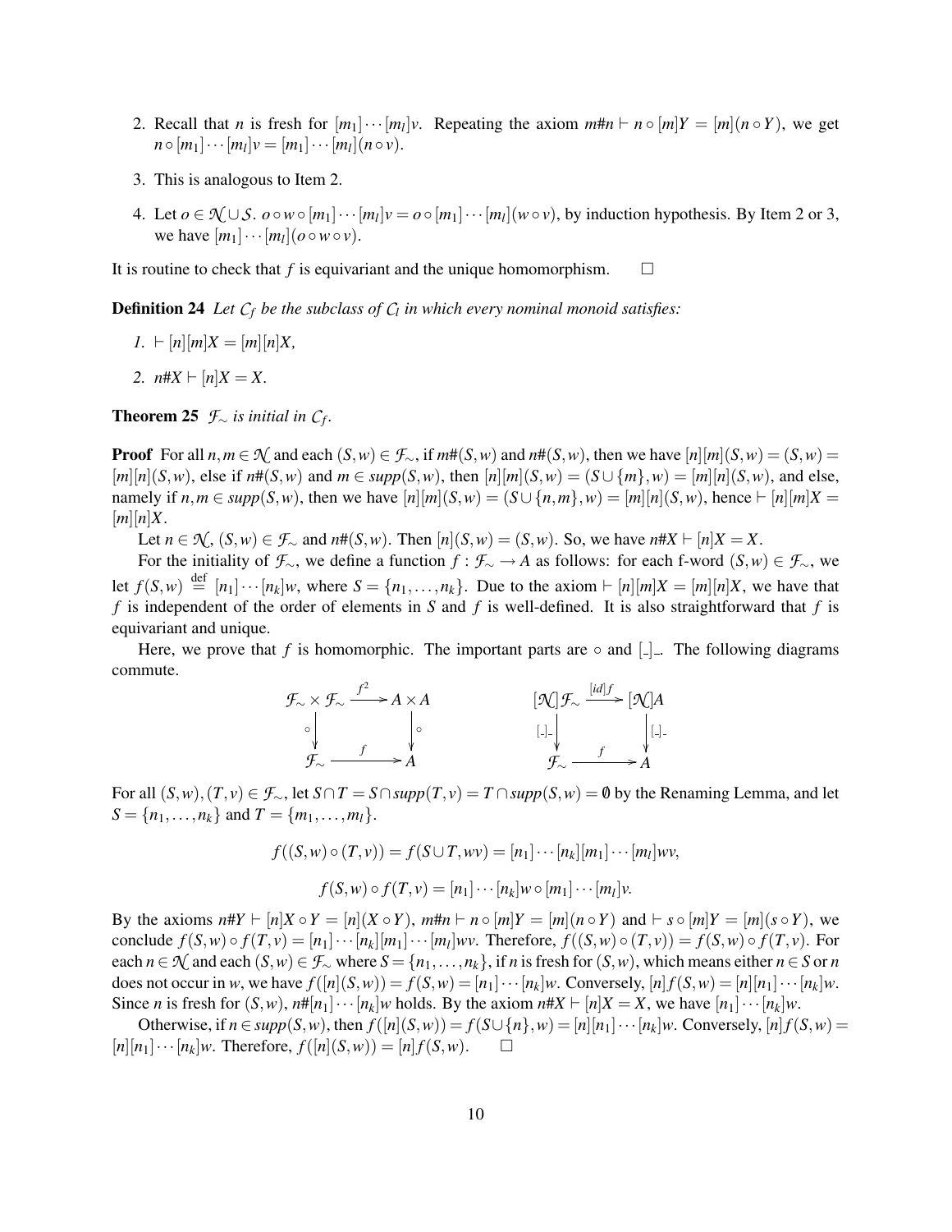2. Recall that $n$ is fresh for $[m_1]\cdots[m_l]v$. Repeating the axiom $m\#n \vdash n \circ [m]Y = [m](n \circ Y)$, we get $n \circ [m_1]\cdots[m_l]v = [m_1]\cdots[m_l](n \circ v)$.

3. This is analogous to Item 2.

4. Let $o \in \mathcal{N} \cup \mathcal{S}$. $o \circ w \circ [m_1]\cdots[m_l]v = o \circ [m_1]\cdots[m_l](w \circ v)$, by induction hypothesis. By Item 2 or 3, we have $[m_1]\cdots[m_l](o \circ w \circ v)$.

It is routine to check that $f$ is equivariant and the unique homomorphism. $\square$

**Definition 24** *Let $\mathcal{C}_f$ be the subclass of $\mathcal{C}_l$ in which every nominal monoid satisfies:*

*1.* $\vdash [n][m]X = [m][n]X$,

*2.* $n\#X \vdash [n]X = X$.

**Theorem 25** *$\mathcal{F}_\sim$ is initial in $\mathcal{C}_f$.*

**Proof** For all $n, m \in \mathcal{N}$ and each $(S,w) \in \mathcal{F}_\sim$, if $m\#(S,w)$ and $n\#(S,w)$, then we have $[n][m](S,w) = (S,w) = [m][n](S,w)$, else if $n\#(S,w)$ and $m \in supp(S,w)$, then $[n][m](S,w) = (S \cup \{m\}, w) = [m][n](S,w)$, and else, namely if $n, m \in supp(S,w)$, then we have $[n][m](S,w) = (S \cup \{n,m\}, w) = [m][n](S,w)$, hence $\vdash [n][m]X = [m][n]X$.

Let $n \in \mathcal{N}$, $(S,w) \in \mathcal{F}_\sim$ and $n\#(S,w)$. Then $[n](S,w) = (S,w)$. So, we have $n\#X \vdash [n]X = X$.

For the initiality of $\mathcal{F}_\sim$, we define a function $f : \mathcal{F}_\sim \to A$ as follows: for each f-word $(S,w) \in \mathcal{F}_\sim$, we let $f(S,w) \stackrel{\text{def}}{=} [n_1]\cdots[n_k]w$, where $S = \{n_1, \ldots, n_k\}$. Due to the axiom $\vdash [n][m]X = [m][n]X$, we have that $f$ is independent of the order of elements in $S$ and $f$ is well-defined. It is also straightforward that $f$ is equivariant and unique.

Here, we prove that $f$ is homomorphic. The important parts are $\circ$ and $[\_]\_$. The following diagrams commute.

$$
\begin{array}{ccc}
\mathcal{F}_\sim \times \mathcal{F}_\sim & \xrightarrow{f^2} & A \times A \\
\downarrow \circ & & \downarrow \circ \\
\mathcal{F}_\sim & \xrightarrow{f} & A
\end{array}
\qquad\qquad
\begin{array}{ccc}
[\mathcal{N}]\mathcal{F}_\sim & \xrightarrow{[id]f} & [\mathcal{N}]A \\
\downarrow [\_]\_ & & \downarrow [\_]\_ \\
\mathcal{F}_\sim & \xrightarrow{f} & A
\end{array}
$$

For all $(S,w), (T,v) \in \mathcal{F}_\sim$, let $S \cap T = S \cap supp(T,v) = T \cap supp(S,w) = \emptyset$ by the Renaming Lemma, and let $S = \{n_1, \ldots, n_k\}$ and $T = \{m_1, \ldots, m_l\}$.

$$f((S,w) \circ (T,v)) = f(S \cup T, wv) = [n_1]\cdots[n_k][m_1]\cdots[m_l]wv,$$

$$f(S,w) \circ f(T,v) = [n_1]\cdots[n_k]w \circ [m_1]\cdots[m_l]v.$$

By the axioms $n\#Y \vdash [n]X \circ Y = [n](X \circ Y)$, $m\#n \vdash n \circ [m]Y = [m](n \circ Y)$ and $\vdash s \circ [m]Y = [m](s \circ Y)$, we conclude $f(S,w) \circ f(T,v) = [n_1]\cdots[n_k][m_1]\cdots[m_l]wv$. Therefore, $f((S,w) \circ (T,v)) = f(S,w) \circ f(T,v)$. For each $n \in \mathcal{N}$ and each $(S,w) \in \mathcal{F}_\sim$ where $S = \{n_1, \ldots, n_k\}$, if $n$ is fresh for $(S,w)$, which means either $n \in S$ or $n$ does not occur in $w$, we have $f([n](S,w)) = f(S,w) = [n_1]\cdots[n_k]w$. Conversely, $[n]f(S,w) = [n][n_1]\cdots[n_k]w$. Since $n$ is fresh for $(S,w)$, $n\#[n_1]\cdots[n_k]w$ holds. By the axiom $n\#X \vdash [n]X = X$, we have $[n_1]\cdots[n_k]w$.

Otherwise, if $n \in supp(S,w)$, then $f([n](S,w)) = f(S \cup \{n\}, w) = [n][n_1]\cdots[n_k]w$. Conversely, $[n]f(S,w) = [n][n_1]\cdots[n_k]w$. Therefore, $f([n](S,w)) = [n]f(S,w)$. $\square$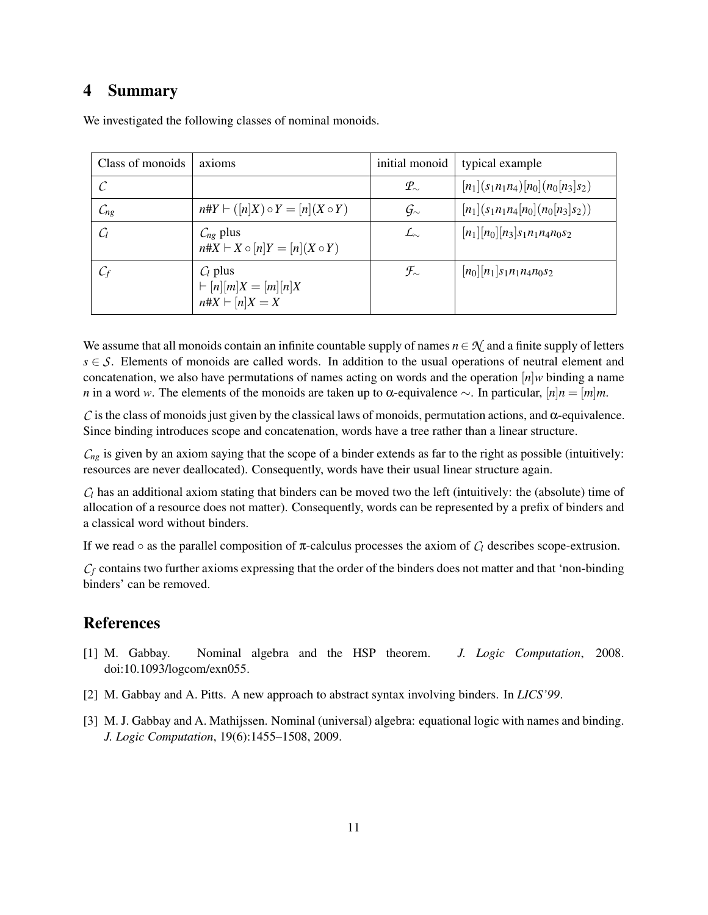## 4 Summary

We investigated the following classes of nominal monoids.

| Class of monoids | axioms | initial monoid | typical example |
|---|---|---|---|
| $\mathcal{C}$ | | $\mathcal{P}_\sim$ | $[n_1](s_1 n_1 n_4)[n_0](n_0[n_3]s_2)$ |
| $\mathcal{C}_{ng}$ | $n\#Y \vdash ([n]X) \circ Y = [n](X \circ Y)$ | $\mathcal{G}_\sim$ | $[n_1](s_1 n_1 n_4 [n_0](n_0[n_3]s_2))$ |
| $\mathcal{C}_l$ | $\mathcal{C}_{ng}$ plus $n\#X \vdash X \circ [n]Y = [n](X \circ Y)$ | $\mathcal{L}_\sim$ | $[n_1][n_0][n_3]s_1 n_1 n_4 n_0 s_2$ |
| $\mathcal{C}_f$ | $\mathcal{C}_l$ plus $\vdash [n][m]X = [m][n]X$ $n\#X \vdash [n]X = X$ | $\mathcal{F}_\sim$ | $[n_0][n_1]s_1 n_1 n_4 n_0 s_2$ |

We assume that all monoids contain an infinite countable supply of names $n \in \mathcal{N}$ and a finite supply of letters $s \in \mathcal{S}$. Elements of monoids are called words. In addition to the usual operations of neutral element and concatenation, we also have permutations of names acting on words and the operation $[n]w$ binding a name $n$ in a word $w$. The elements of the monoids are taken up to α-equivalence $\sim$. In particular, $[n]n = [m]m$.

$\mathcal{C}$ is the class of monoids just given by the classical laws of monoids, permutation actions, and α-equivalence. Since binding introduces scope and concatenation, words have a tree rather than a linear structure.

$\mathcal{C}_{ng}$ is given by an axiom saying that the scope of a binder extends as far to the right as possible (intuitively: resources are never deallocated). Consequently, words have their usual linear structure again.

$\mathcal{C}_l$ has an additional axiom stating that binders can be moved two the left (intuitively: the (absolute) time of allocation of a resource does not matter). Consequently, words can be represented by a prefix of binders and a classical word without binders.

If we read $\circ$ as the parallel composition of π-calculus processes the axiom of $\mathcal{C}_l$ describes scope-extrusion.

$\mathcal{C}_f$ contains two further axioms expressing that the order of the binders does not matter and that 'non-binding binders' can be removed.

## References

[1] M. Gabbay. Nominal algebra and the HSP theorem. *J. Logic Computation*, 2008. doi:10.1093/logcom/exn055.

[2] M. Gabbay and A. Pitts. A new approach to abstract syntax involving binders. In *LICS'99*.

[3] M. J. Gabbay and A. Mathijssen. Nominal (universal) algebra: equational logic with names and binding. *J. Logic Computation*, 19(6):1455–1508, 2009.